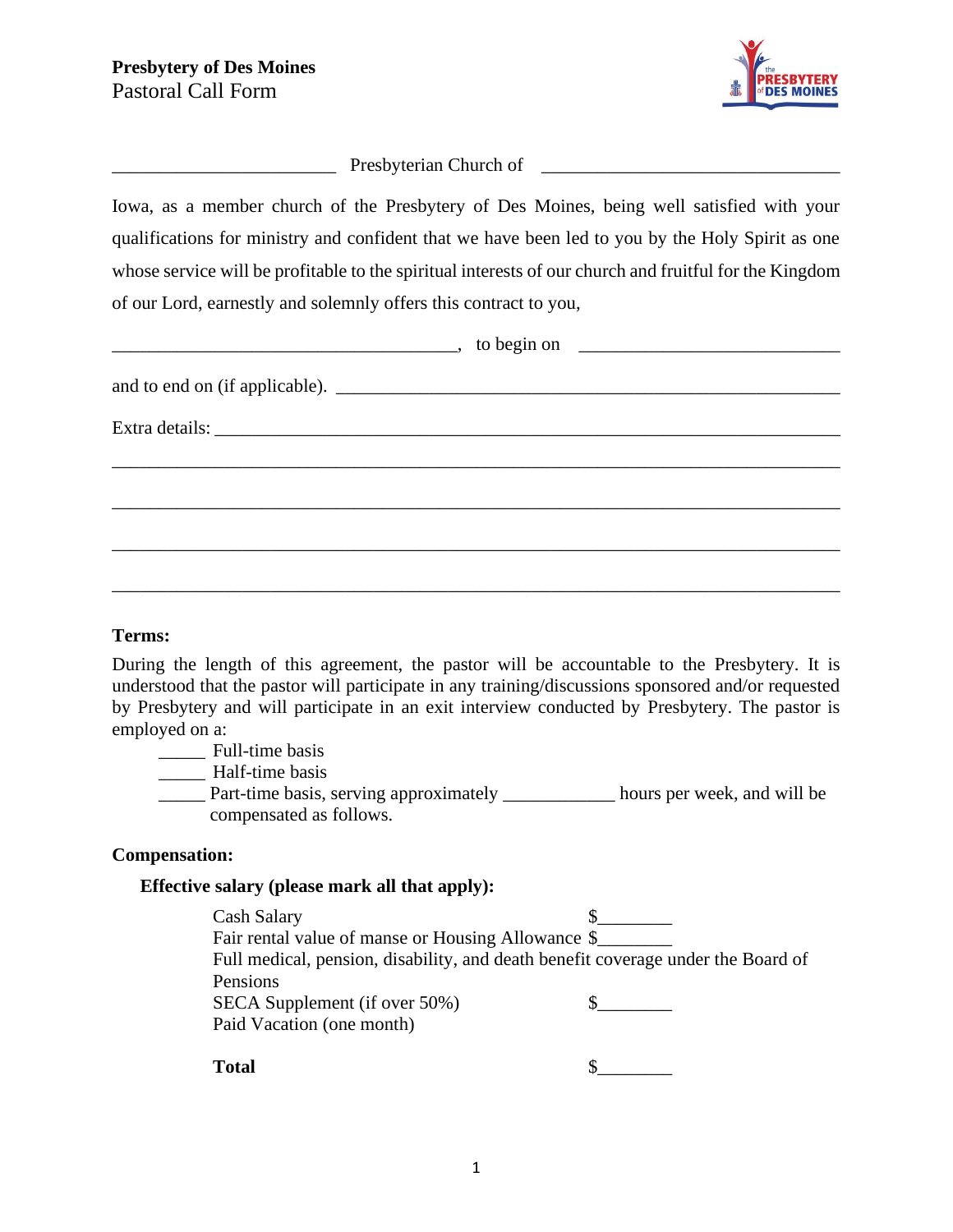**Presbytery of Des Moines**
Pastoral Call Form

________________________ Presbyterian Church of ________________________________

Iowa, as a member church of the Presbytery of Des Moines, being well satisfied with your qualifications for ministry and confident that we have been led to you by the Holy Spirit as one whose service will be profitable to the spiritual interests of our church and fruitful for the Kingdom of our Lord, earnestly and solemnly offers this contract to you,

_____________________________________, to begin on ____________________________

and to end on (if applicable). _____________________________________________________

Extra details: _________________________________________________________________

_____________________________________________________________________________

_____________________________________________________________________________

_____________________________________________________________________________

_____________________________________________________________________________

**Terms:**

During the length of this agreement, the pastor will be accountable to the Presbytery. It is understood that the pastor will participate in any training/discussions sponsored and/or requested by Presbytery and will participate in an exit interview conducted by Presbytery. The pastor is employed on a:

_____ Full-time basis
_____ Half-time basis
_____ Part-time basis, serving approximately ____________ hours per week, and will be compensated as follows.

**Compensation:**

**Effective salary (please mark all that apply):**

Cash Salary $________
Fair rental value of manse or Housing Allowance $________
Full medical, pension, disability, and death benefit coverage under the Board of Pensions
SECA Supplement (if over 50%) $________
Paid Vacation (one month)

**Total** $________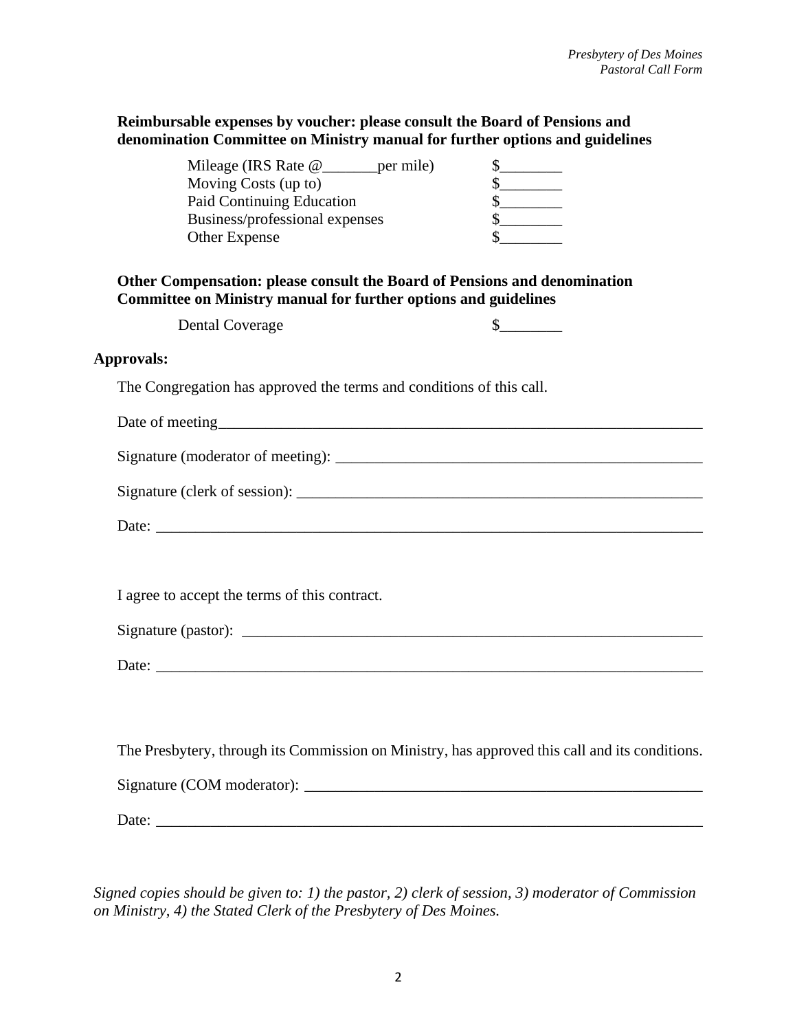**Reimbursable expenses by voucher: please consult the Board of Pensions and denomination Committee on Ministry manual for further options and guidelines**

| | |
|---|---|
| Mileage (IRS Rate @_______per mile) | $________ |
| Moving Costs (up to) | $________ |
| Paid Continuing Education | $________ |
| Business/professional expenses | $________ |
| Other Expense | $________ |

**Other Compensation: please consult the Board of Pensions and denomination Committee on Ministry manual for further options and guidelines**

| | |
|---|---|
| Dental Coverage | $________ |

**Approvals:**

The Congregation has approved the terms and conditions of this call.

Date of meeting_________________________________________________________________

Signature (moderator of meeting): _______________________________________________

Signature (clerk of session): ___________________________________________________

Date: ______________________________________________________________________

I agree to accept the terms of this contract.

Signature (pastor): _________________________________________________________

Date: ______________________________________________________________________

The Presbytery, through its Commission on Ministry, has approved this call and its conditions.

Signature (COM moderator): ____________________________________________________

Date: ______________________________________________________________________

*Signed copies should be given to: 1) the pastor, 2) clerk of session, 3) moderator of Commission on Ministry, 4) the Stated Clerk of the Presbytery of Des Moines.*